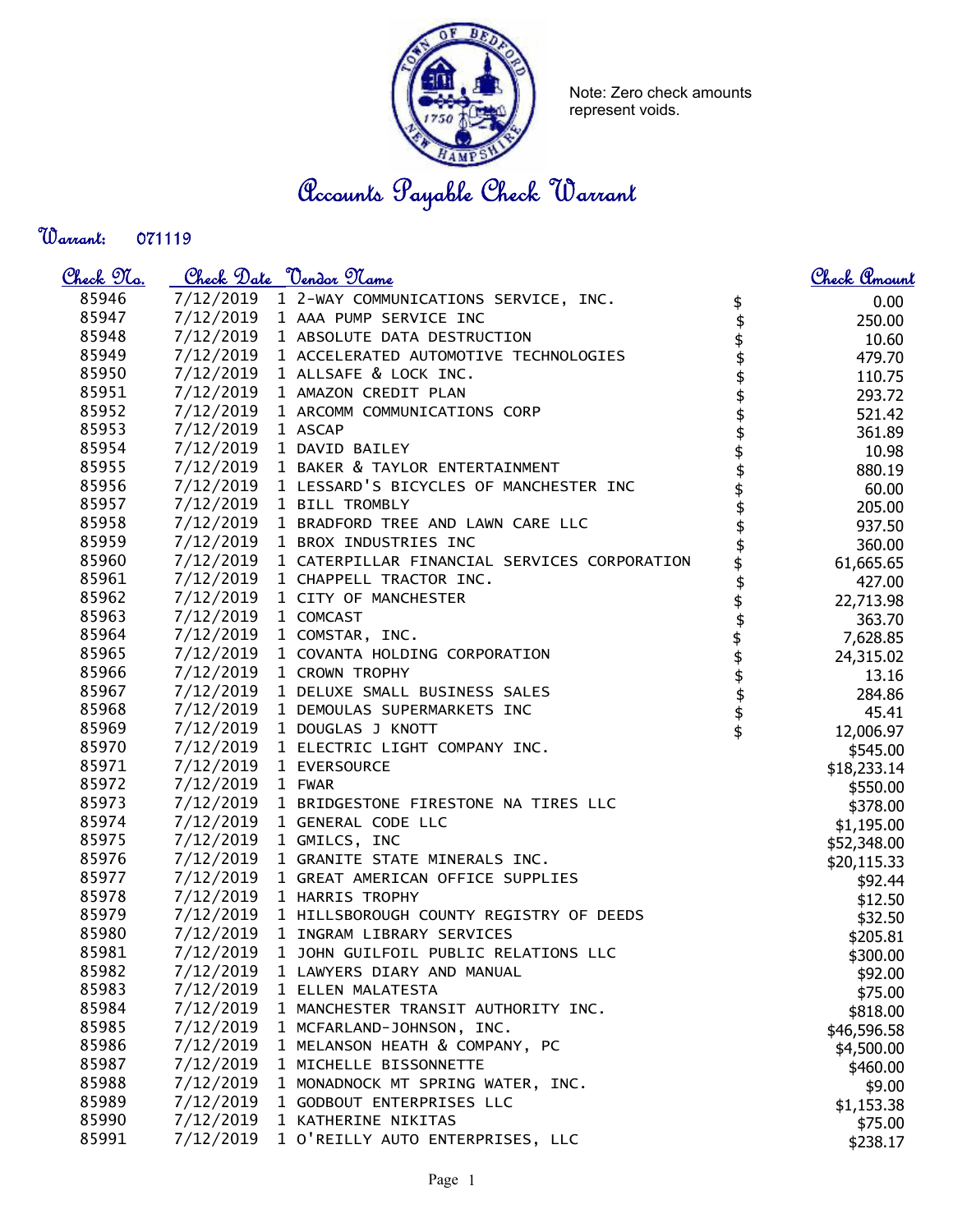Note: Zero check amounts represent voids.

# Accounts Payable Check Warrant

**Warrant:** 071119

| Check No. | Check Date | Vendor Name | Check Amount |
|---|---|---|---|
| 85946 | 7/12/2019 | 1 2-WAY COMMUNICATIONS SERVICE, INC. | $ 0.00 |
| 85947 | 7/12/2019 | 1 AAA PUMP SERVICE INC | $ 250.00 |
| 85948 | 7/12/2019 | 1 ABSOLUTE DATA DESTRUCTION | $ 10.60 |
| 85949 | 7/12/2019 | 1 ACCELERATED AUTOMOTIVE TECHNOLOGIES | $ 479.70 |
| 85950 | 7/12/2019 | 1 ALLSAFE & LOCK INC. | $ 110.75 |
| 85951 | 7/12/2019 | 1 AMAZON CREDIT PLAN | $ 293.72 |
| 85952 | 7/12/2019 | 1 ARCOMM COMMUNICATIONS CORP | $ 521.42 |
| 85953 | 7/12/2019 | 1 ASCAP | $ 361.89 |
| 85954 | 7/12/2019 | 1 DAVID BAILEY | $ 10.98 |
| 85955 | 7/12/2019 | 1 BAKER & TAYLOR ENTERTAINMENT | $ 880.19 |
| 85956 | 7/12/2019 | 1 LESSARD'S BICYCLES OF MANCHESTER INC | $ 60.00 |
| 85957 | 7/12/2019 | 1 BILL TROMBLY | $ 205.00 |
| 85958 | 7/12/2019 | 1 BRADFORD TREE AND LAWN CARE LLC | $ 937.50 |
| 85959 | 7/12/2019 | 1 BROX INDUSTRIES INC | $ 360.00 |
| 85960 | 7/12/2019 | 1 CATERPILLAR FINANCIAL SERVICES CORPORATION | $ 61,665.65 |
| 85961 | 7/12/2019 | 1 CHAPPELL TRACTOR INC. | $ 427.00 |
| 85962 | 7/12/2019 | 1 CITY OF MANCHESTER | $ 22,713.98 |
| 85963 | 7/12/2019 | 1 COMCAST | $ 363.70 |
| 85964 | 7/12/2019 | 1 COMSTAR, INC. | $ 7,628.85 |
| 85965 | 7/12/2019 | 1 COVANTA HOLDING CORPORATION | $ 24,315.02 |
| 85966 | 7/12/2019 | 1 CROWN TROPHY | $ 13.16 |
| 85967 | 7/12/2019 | 1 DELUXE SMALL BUSINESS SALES | $ 284.86 |
| 85968 | 7/12/2019 | 1 DEMOULAS SUPERMARKETS INC | $ 45.41 |
| 85969 | 7/12/2019 | 1 DOUGLAS J KNOTT | $ 12,006.97 |
| 85970 | 7/12/2019 | 1 ELECTRIC LIGHT COMPANY INC. | $545.00 |
| 85971 | 7/12/2019 | 1 EVERSOURCE | $18,233.14 |
| 85972 | 7/12/2019 | 1 FWAR | $550.00 |
| 85973 | 7/12/2019 | 1 BRIDGESTONE FIRESTONE NA TIRES LLC | $378.00 |
| 85974 | 7/12/2019 | 1 GENERAL CODE LLC | $1,195.00 |
| 85975 | 7/12/2019 | 1 GMILCS, INC | $52,348.00 |
| 85976 | 7/12/2019 | 1 GRANITE STATE MINERALS INC. | $20,115.33 |
| 85977 | 7/12/2019 | 1 GREAT AMERICAN OFFICE SUPPLIES | $92.44 |
| 85978 | 7/12/2019 | 1 HARRIS TROPHY | $12.50 |
| 85979 | 7/12/2019 | 1 HILLSBOROUGH COUNTY REGISTRY OF DEEDS | $32.50 |
| 85980 | 7/12/2019 | 1 INGRAM LIBRARY SERVICES | $205.81 |
| 85981 | 7/12/2019 | 1 JOHN GUILFOIL PUBLIC RELATIONS LLC | $300.00 |
| 85982 | 7/12/2019 | 1 LAWYERS DIARY AND MANUAL | $92.00 |
| 85983 | 7/12/2019 | 1 ELLEN MALATESTA | $75.00 |
| 85984 | 7/12/2019 | 1 MANCHESTER TRANSIT AUTHORITY INC. | $818.00 |
| 85985 | 7/12/2019 | 1 MCFARLAND-JOHNSON, INC. | $46,596.58 |
| 85986 | 7/12/2019 | 1 MELANSON HEATH & COMPANY, PC | $4,500.00 |
| 85987 | 7/12/2019 | 1 MICHELLE BISSONNETTE | $460.00 |
| 85988 | 7/12/2019 | 1 MONADNOCK MT SPRING WATER, INC. | $9.00 |
| 85989 | 7/12/2019 | 1 GODBOUT ENTERPRISES LLC | $1,153.38 |
| 85990 | 7/12/2019 | 1 KATHERINE NIKITAS | $75.00 |
| 85991 | 7/12/2019 | 1 O'REILLY AUTO ENTERPRISES, LLC | $238.17 |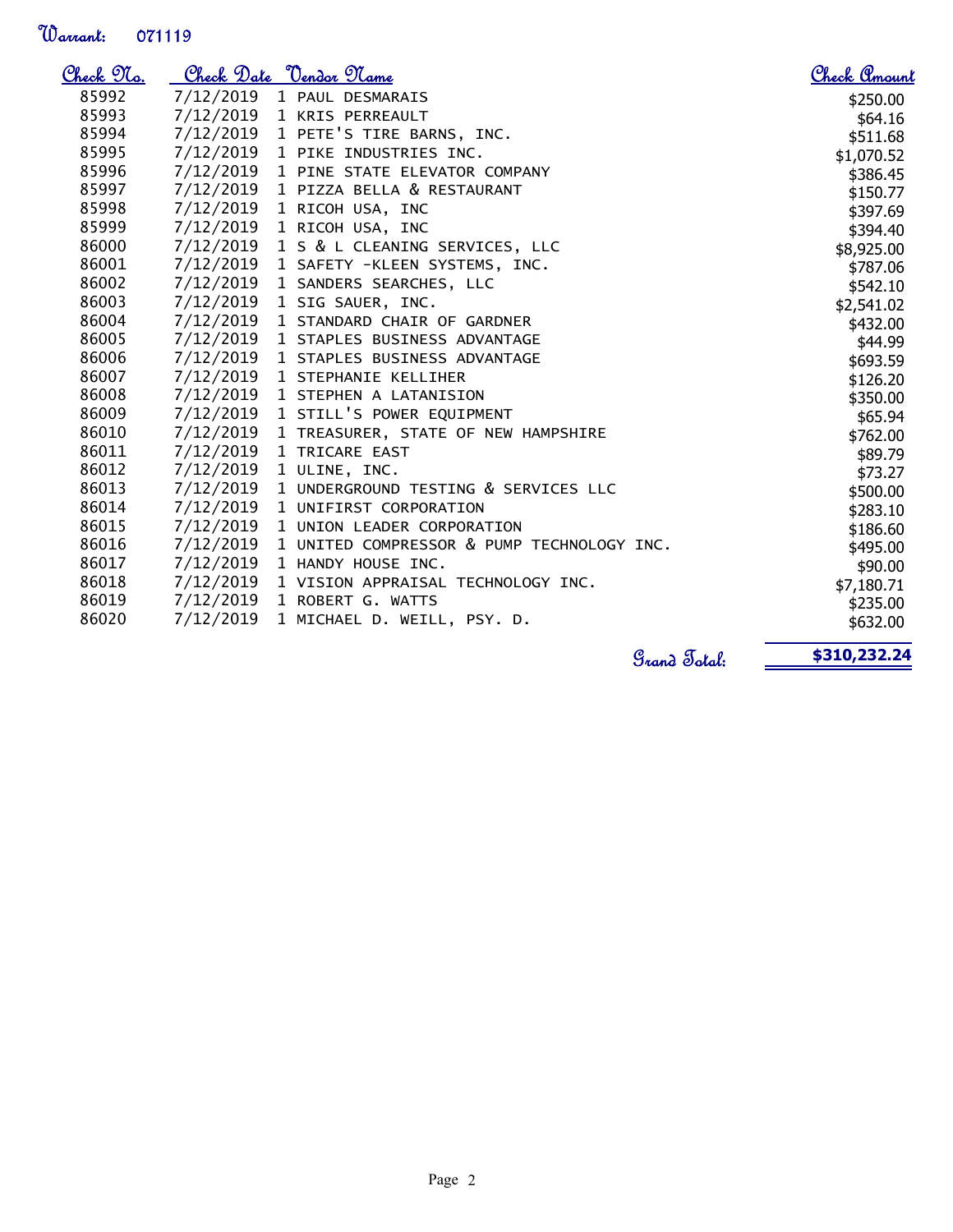Warrant: 071119

| Check No. | Check Date | Vendor Name | Check Amount |
| --- | --- | --- | --- |
| 85992 | 7/12/2019 | 1 PAUL DESMARAIS | $250.00 |
| 85993 | 7/12/2019 | 1 KRIS PERREAULT | $64.16 |
| 85994 | 7/12/2019 | 1 PETE'S TIRE BARNS, INC. | $511.68 |
| 85995 | 7/12/2019 | 1 PIKE INDUSTRIES INC. | $1,070.52 |
| 85996 | 7/12/2019 | 1 PINE STATE ELEVATOR COMPANY | $386.45 |
| 85997 | 7/12/2019 | 1 PIZZA BELLA & RESTAURANT | $150.77 |
| 85998 | 7/12/2019 | 1 RICOH USA, INC | $397.69 |
| 85999 | 7/12/2019 | 1 RICOH USA, INC | $394.40 |
| 86000 | 7/12/2019 | 1 S & L CLEANING SERVICES, LLC | $8,925.00 |
| 86001 | 7/12/2019 | 1 SAFETY -KLEEN SYSTEMS, INC. | $787.06 |
| 86002 | 7/12/2019 | 1 SANDERS SEARCHES, LLC | $542.10 |
| 86003 | 7/12/2019 | 1 SIG SAUER, INC. | $2,541.02 |
| 86004 | 7/12/2019 | 1 STANDARD CHAIR OF GARDNER | $432.00 |
| 86005 | 7/12/2019 | 1 STAPLES BUSINESS ADVANTAGE | $44.99 |
| 86006 | 7/12/2019 | 1 STAPLES BUSINESS ADVANTAGE | $693.59 |
| 86007 | 7/12/2019 | 1 STEPHANIE KELLIHER | $126.20 |
| 86008 | 7/12/2019 | 1 STEPHEN A LATANISION | $350.00 |
| 86009 | 7/12/2019 | 1 STILL'S POWER EQUIPMENT | $65.94 |
| 86010 | 7/12/2019 | 1 TREASURER, STATE OF NEW HAMPSHIRE | $762.00 |
| 86011 | 7/12/2019 | 1 TRICARE EAST | $89.79 |
| 86012 | 7/12/2019 | 1 ULINE, INC. | $73.27 |
| 86013 | 7/12/2019 | 1 UNDERGROUND TESTING & SERVICES LLC | $500.00 |
| 86014 | 7/12/2019 | 1 UNIFIRST CORPORATION | $283.10 |
| 86015 | 7/12/2019 | 1 UNION LEADER CORPORATION | $186.60 |
| 86016 | 7/12/2019 | 1 UNITED COMPRESSOR & PUMP TECHNOLOGY INC. | $495.00 |
| 86017 | 7/12/2019 | 1 HANDY HOUSE INC. | $90.00 |
| 86018 | 7/12/2019 | 1 VISION APPRAISAL TECHNOLOGY INC. | $7,180.71 |
| 86019 | 7/12/2019 | 1 ROBERT G. WATTS | $235.00 |
| 86020 | 7/12/2019 | 1 MICHAEL D. WEILL, PSY. D. | $632.00 |
| | | Grand Total: | **$310,232.24** |